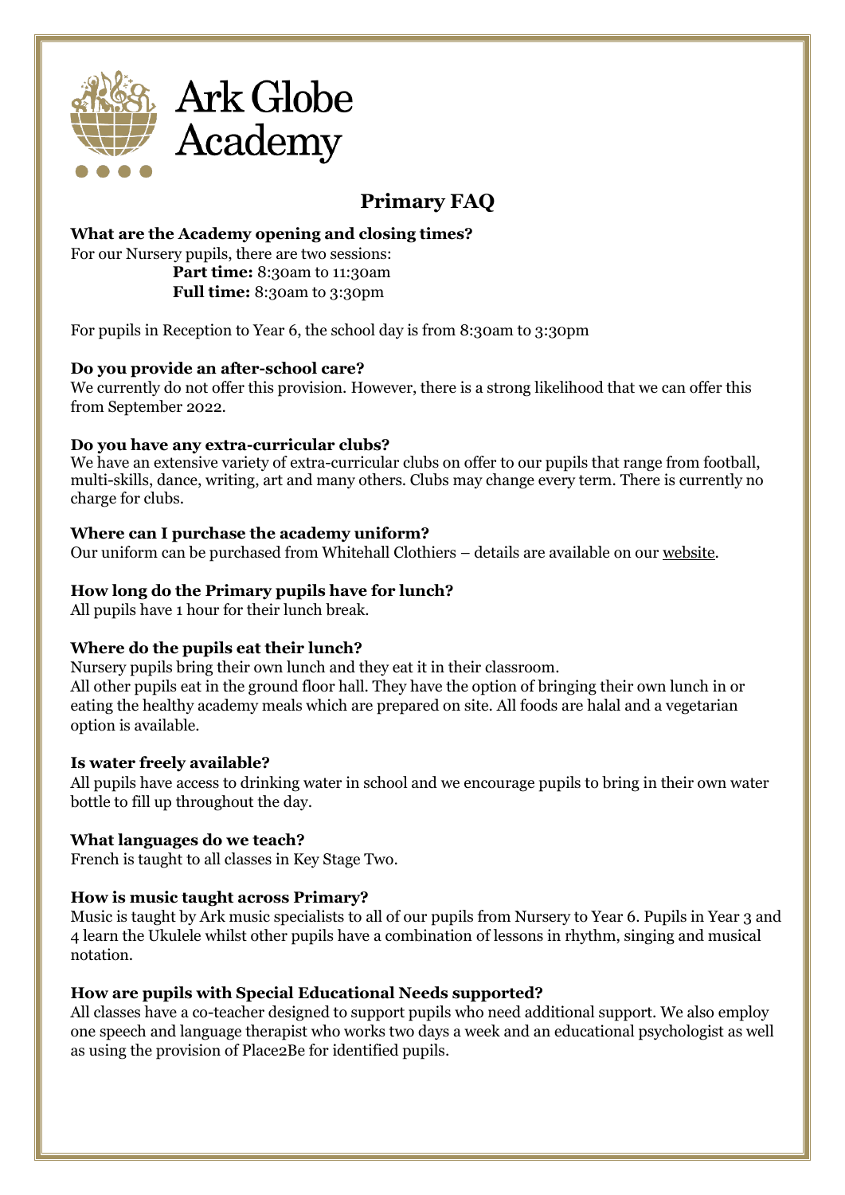Ark Globe Academy

# Primary FAQ

**What are the Academy opening and closing times?**
For our Nursery pupils, there are two sessions:

- **Part time:** 8:30am to 11:30am
- **Full time:** 8:30am to 3:30pm

For pupils in Reception to Year 6, the school day is from 8:30am to 3:30pm

**Do you provide an after-school care?**
We currently do not offer this provision. However, there is a strong likelihood that we can offer this from September 2022.

**Do you have any extra-curricular clubs?**
We have an extensive variety of extra-curricular clubs on offer to our pupils that range from football, multi-skills, dance, writing, art and many others. Clubs may change every term. There is currently no charge for clubs.

**Where can I purchase the academy uniform?**
Our uniform can be purchased from Whitehall Clothiers – details are available on our website.

**How long do the Primary pupils have for lunch?**
All pupils have 1 hour for their lunch break.

**Where do the pupils eat their lunch?**
Nursery pupils bring their own lunch and they eat it in their classroom.
All other pupils eat in the ground floor hall. They have the option of bringing their own lunch in or eating the healthy academy meals which are prepared on site. All foods are halal and a vegetarian option is available.

**Is water freely available?**
All pupils have access to drinking water in school and we encourage pupils to bring in their own water bottle to fill up throughout the day.

**What languages do we teach?**
French is taught to all classes in Key Stage Two.

**How is music taught across Primary?**
Music is taught by Ark music specialists to all of our pupils from Nursery to Year 6. Pupils in Year 3 and 4 learn the Ukulele whilst other pupils have a combination of lessons in rhythm, singing and musical notation.

**How are pupils with Special Educational Needs supported?**
All classes have a co-teacher designed to support pupils who need additional support. We also employ one speech and language therapist who works two days a week and an educational psychologist as well as using the provision of Place2Be for identified pupils.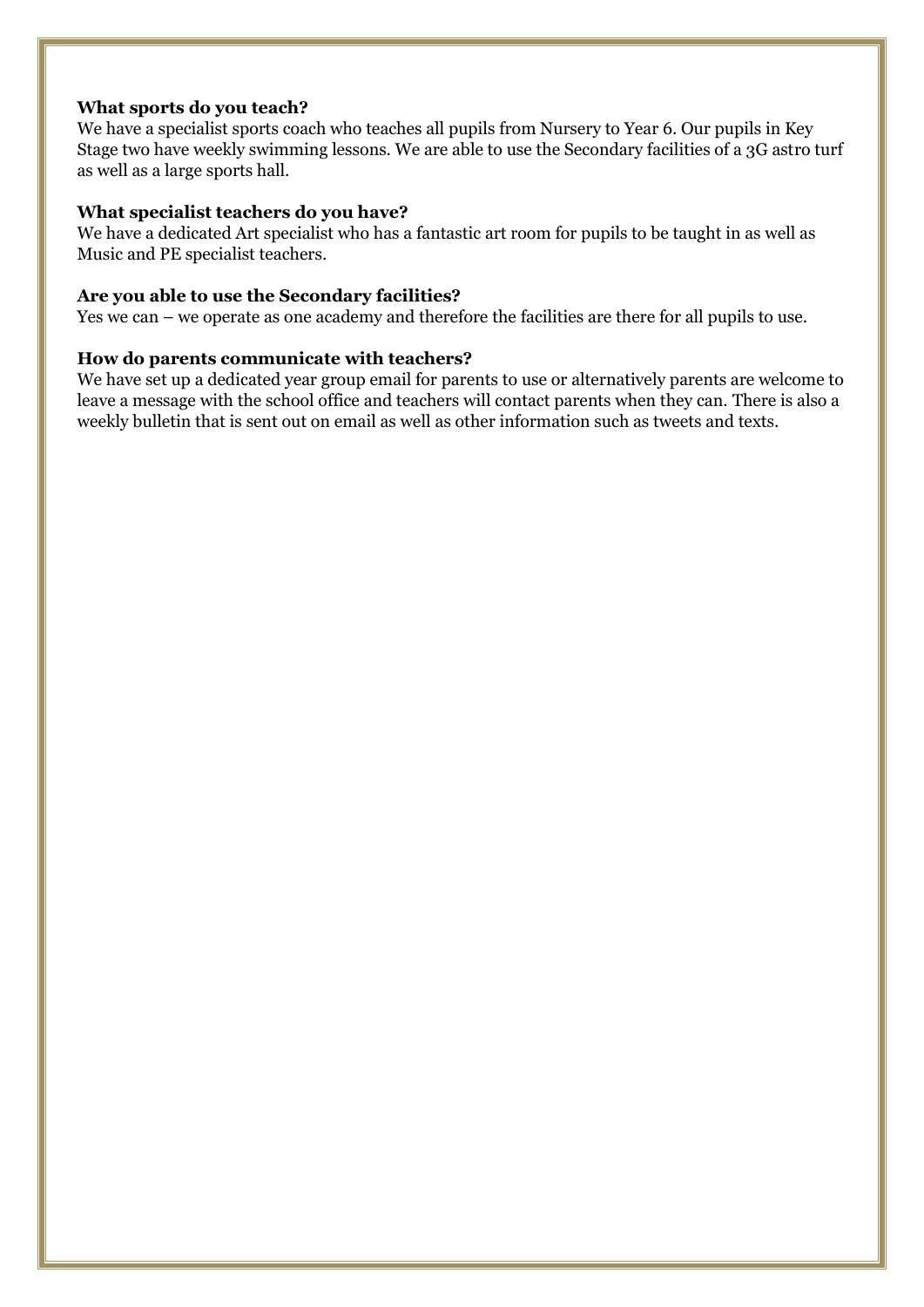**What sports do you teach?**
We have a specialist sports coach who teaches all pupils from Nursery to Year 6. Our pupils in Key Stage two have weekly swimming lessons. We are able to use the Secondary facilities of a 3G astro turf as well as a large sports hall.

**What specialist teachers do you have?**
We have a dedicated Art specialist who has a fantastic art room for pupils to be taught in as well as Music and PE specialist teachers.

**Are you able to use the Secondary facilities?**
Yes we can – we operate as one academy and therefore the facilities are there for all pupils to use.

**How do parents communicate with teachers?**
We have set up a dedicated year group email for parents to use or alternatively parents are welcome to leave a message with the school office and teachers will contact parents when they can. There is also a weekly bulletin that is sent out on email as well as other information such as tweets and texts.